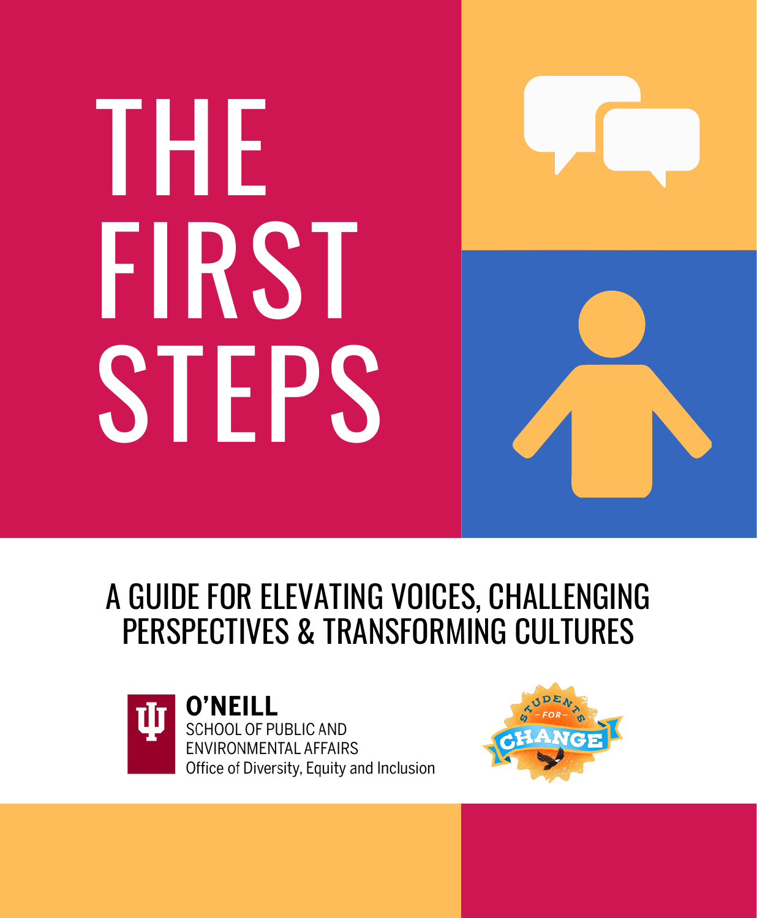# THE FIRST STEPS

## A GUIDE FOR ELEVATING VOICES, CHALLENGING PERSPECTIVES & TRANSFORMING CULTURES

**O'NEILL**
SCHOOL OF PUBLIC AND ENVIRONMENTAL AFFAIRS
Office of Diversity, Equity and Inclusion

STUDENTS – FOR – CHANGE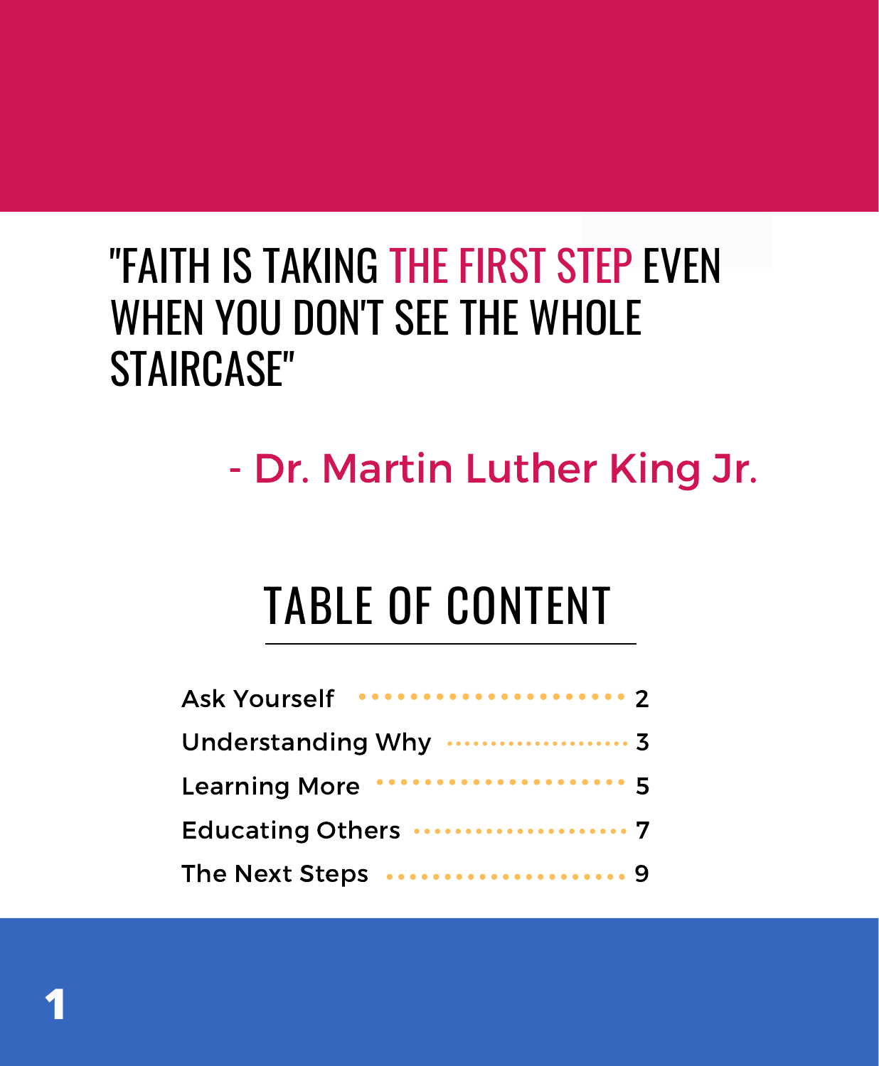"FAITH IS TAKING THE FIRST STEP EVEN WHEN YOU DON'T SEE THE WHOLE STAIRCASE"

- Dr. Martin Luther King Jr.

# TABLE OF CONTENT

| | |
|---|---|
| Ask Yourself | 2 |
| Understanding Why | 3 |
| Learning More | 5 |
| Educating Others | 7 |
| The Next Steps | 9 |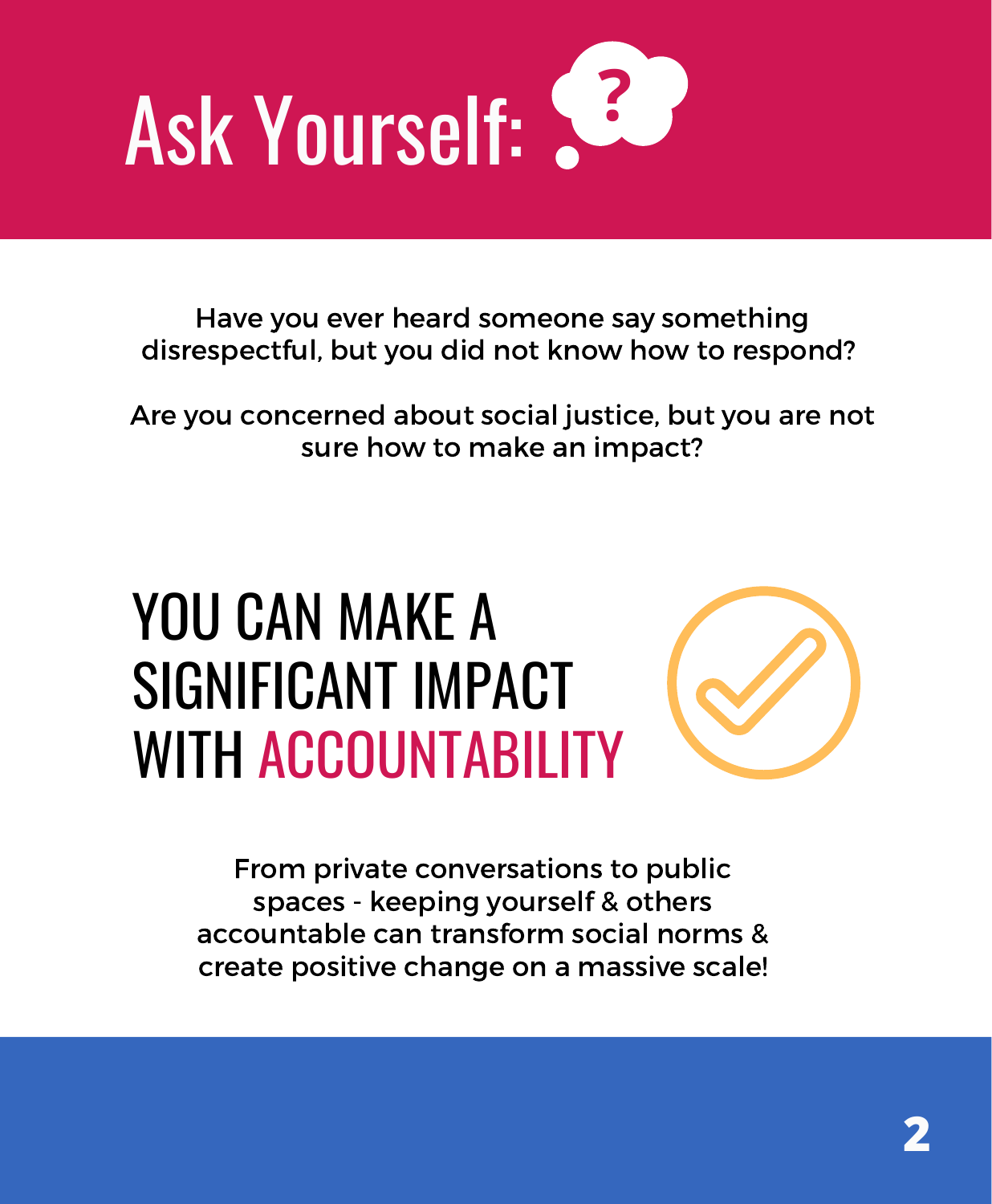# Ask Yourself:

Have you ever heard someone say something disrespectful, but you did not know how to respond?

Are you concerned about social justice, but you are not sure how to make an impact?

## YOU CAN MAKE A SIGNIFICANT IMPACT WITH ACCOUNTABILITY

From private conversations to public spaces - keeping yourself & others accountable can transform social norms & create positive change on a massive scale!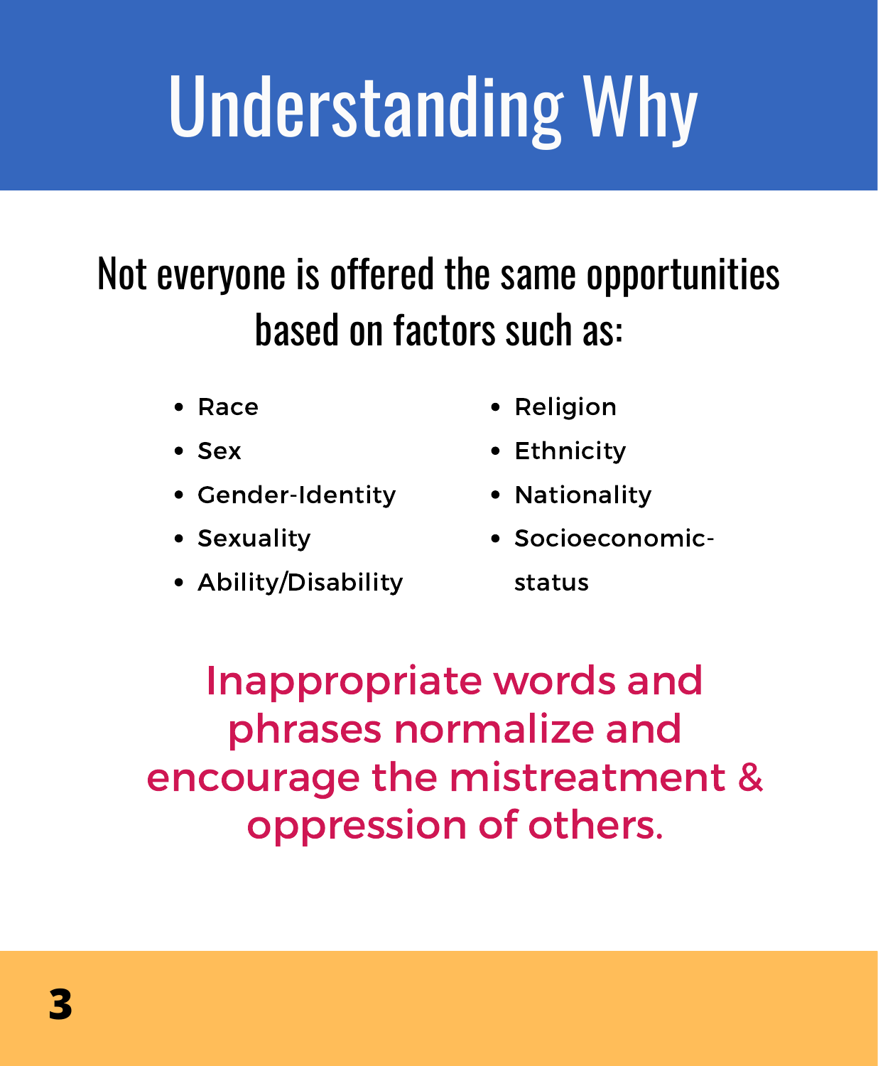# Understanding Why

Not everyone is offered the same opportunities based on factors such as:

- Race
- Sex
- Gender-Identity
- Sexuality
- Ability/Disability
- Religion
- Ethnicity
- Nationality
- Socioeconomic-status

Inappropriate words and phrases normalize and encourage the mistreatment & oppression of others.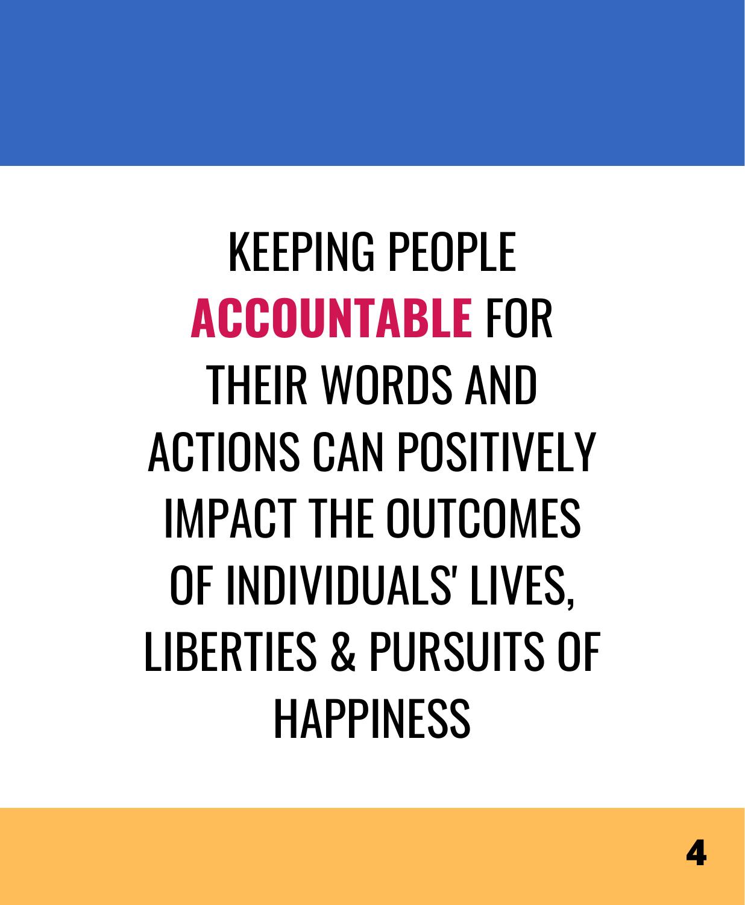KEEPING PEOPLE **ACCOUNTABLE** FOR THEIR WORDS AND ACTIONS CAN POSITIVELY IMPACT THE OUTCOMES OF INDIVIDUALS' LIVES, LIBERTIES & PURSUITS OF HAPPINESS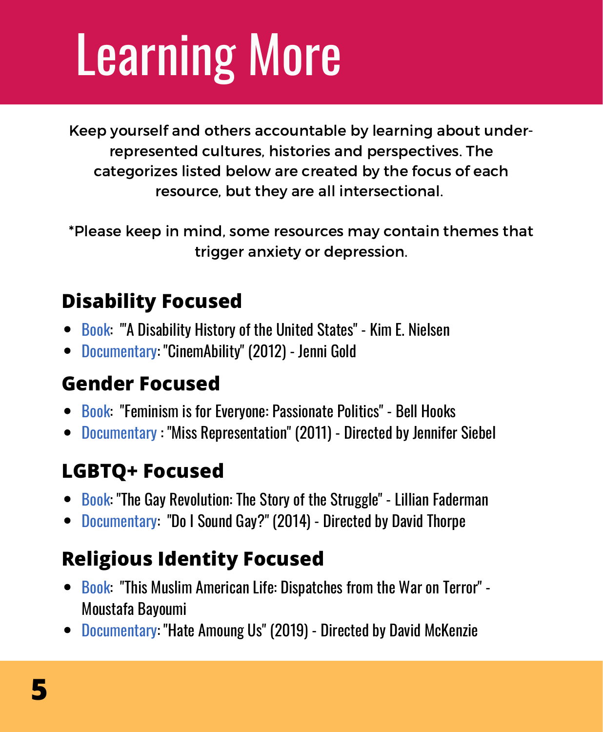# Learning More

Keep yourself and others accountable by learning about under-represented cultures, histories and perspectives. The categorizes listed below are created by the focus of each resource, but they are all intersectional.

*Please keep in mind, some resources may contain themes that trigger anxiety or depression.

## Disability Focused

- Book: ""A Disability History of the United States" - Kim E. Nielsen
- Documentary: "CinemAbility" (2012) - Jenni Gold

## Gender Focused

- Book: "Feminism is for Everyone: Passionate Politics" - Bell Hooks
- Documentary : "Miss Representation" (2011) - Directed by Jennifer Siebel

## LGBTQ+ Focused

- Book: "The Gay Revolution: The Story of the Struggle" - Lillian Faderman
- Documentary: "Do I Sound Gay?" (2014) - Directed by David Thorpe

## Religious Identity Focused

- Book: "This Muslim American Life: Dispatches from the War on Terror" - Moustafa Bayoumi
- Documentary: "Hate Amoung Us" (2019) - Directed by David McKenzie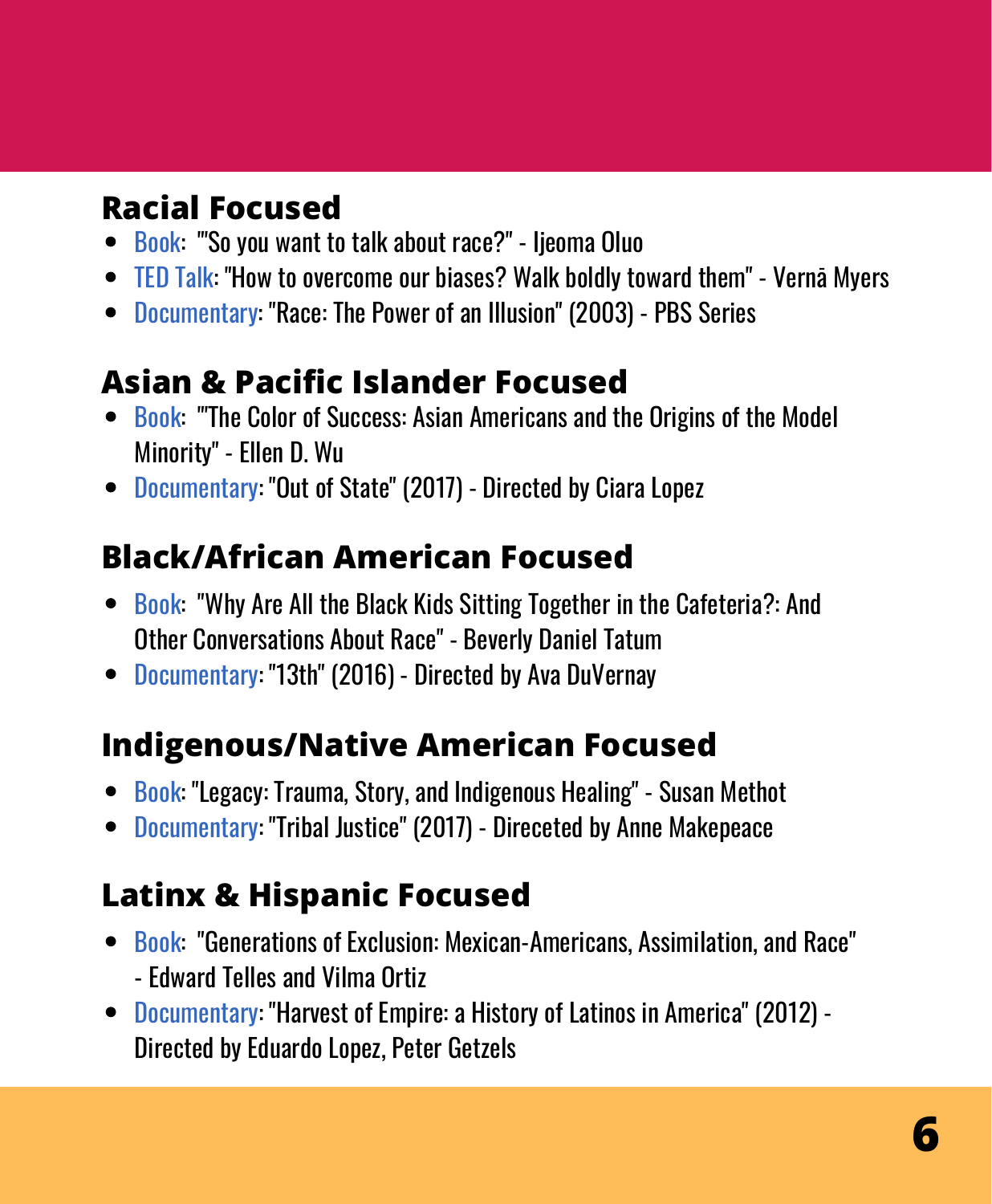## Racial Focused

- Book: "'So you want to talk about race?" - Ijeoma Oluo
- TED Talk: "How to overcome our biases? Walk boldly toward them" - Vernā Myers
- Documentary: "Race: The Power of an Illusion" (2003) - PBS Series

## Asian & Pacific Islander Focused

- Book: "'The Color of Success: Asian Americans and the Origins of the Model Minority" - Ellen D. Wu
- Documentary: "Out of State" (2017) - Directed by Ciara Lopez

## Black/African American Focused

- Book: "Why Are All the Black Kids Sitting Together in the Cafeteria?: And Other Conversations About Race" - Beverly Daniel Tatum
- Documentary: "13th" (2016) - Directed by Ava DuVernay

## Indigenous/Native American Focused

- Book: "Legacy: Trauma, Story, and Indigenous Healing" - Susan Methot
- Documentary: "Tribal Justice" (2017) - Direceted by Anne Makepeace

## Latinx & Hispanic Focused

- Book: "Generations of Exclusion: Mexican-Americans, Assimilation, and Race" - Edward Telles and Vilma Ortiz
- Documentary: "Harvest of Empire: a History of Latinos in America" (2012) - Directed by Eduardo Lopez, Peter Getzels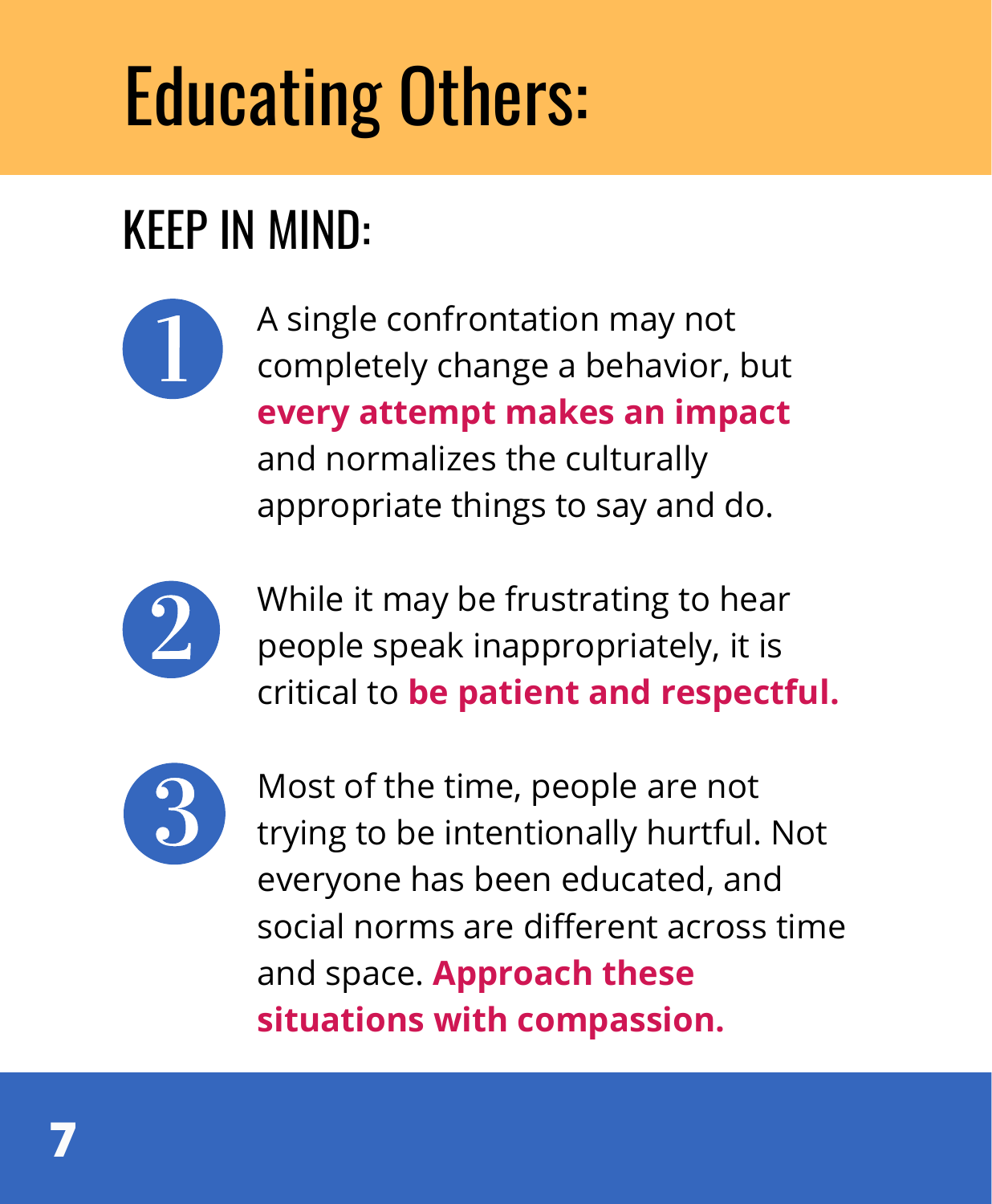# Educating Others:

## KEEP IN MIND:

1. A single confrontation may not completely change a behavior, but **every attempt makes an impact** and normalizes the culturally appropriate things to say and do.

2. While it may be frustrating to hear people speak inappropriately, it is critical to **be patient and respectful.**

3. Most of the time, people are not trying to be intentionally hurtful. Not everyone has been educated, and social norms are different across time and space. **Approach these situations with compassion.**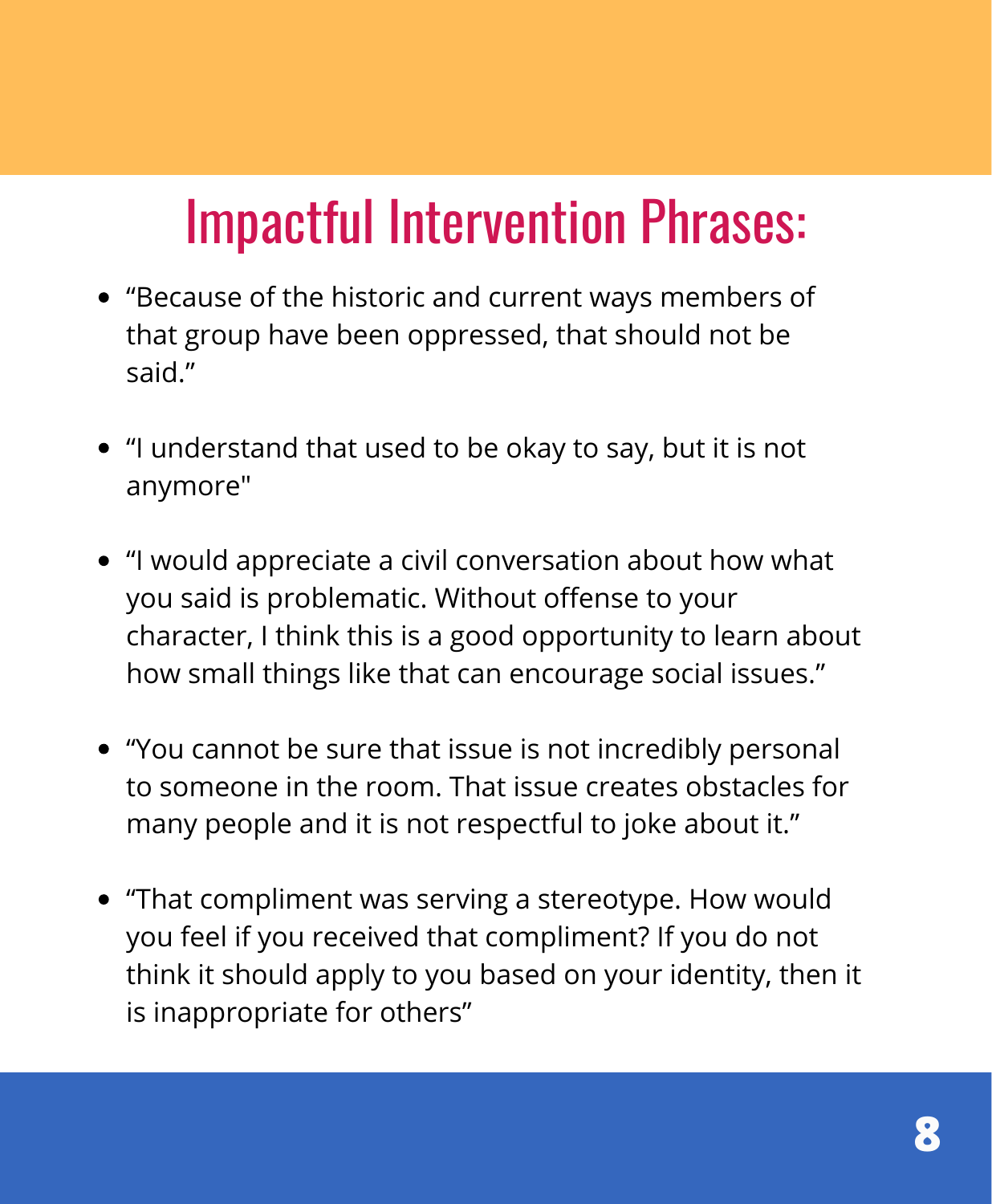# Impactful Intervention Phrases:

- “Because of the historic and current ways members of that group have been oppressed, that should not be said.”
- “I understand that used to be okay to say, but it is not anymore"
- “I would appreciate a civil conversation about how what you said is problematic. Without offense to your character, I think this is a good opportunity to learn about how small things like that can encourage social issues.”
- “You cannot be sure that issue is not incredibly personal to someone in the room. That issue creates obstacles for many people and it is not respectful to joke about it.”
- “That compliment was serving a stereotype. How would you feel if you received that compliment? If you do not think it should apply to you based on your identity, then it is inappropriate for others”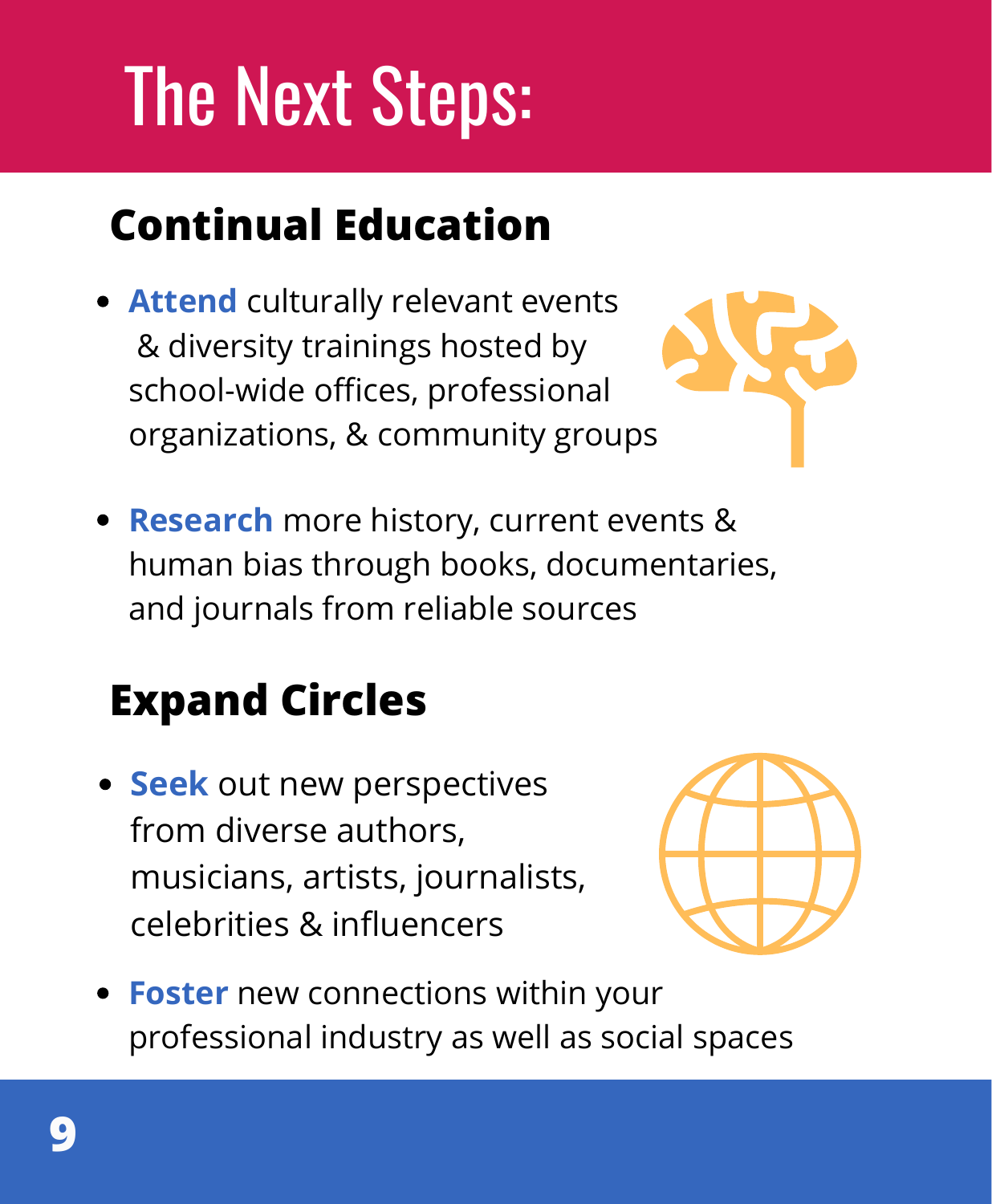# The Next Steps:

## Continual Education

- **Attend** culturally relevant events & diversity trainings hosted by school-wide offices, professional organizations, & community groups
- **Research** more history, current events & human bias through books, documentaries, and journals from reliable sources

## Expand Circles

- **Seek** out new perspectives from diverse authors, musicians, artists, journalists, celebrities & influencers
- **Foster** new connections within your professional industry as well as social spaces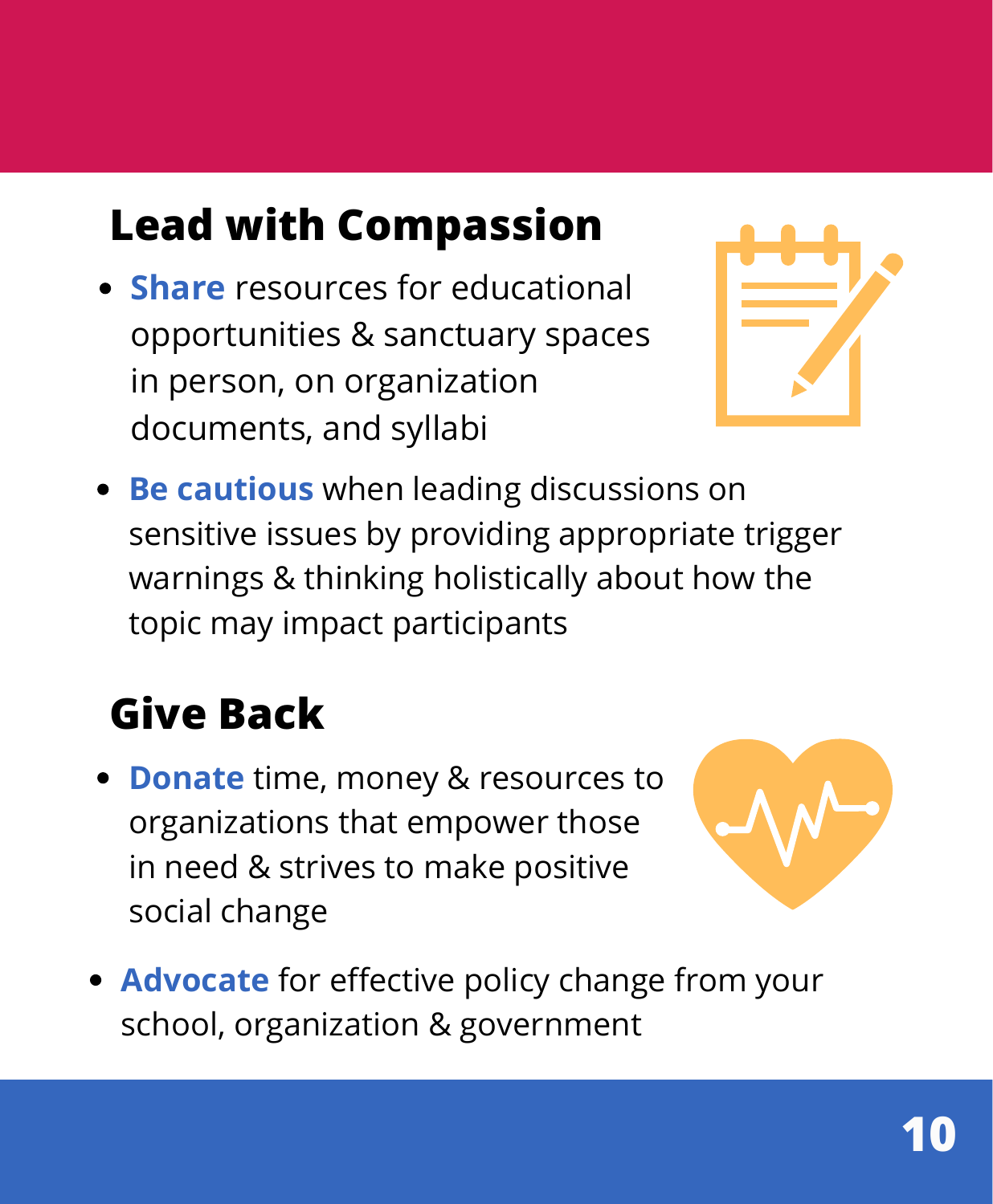## Lead with Compassion

- **Share** resources for educational opportunities & sanctuary spaces in person, on organization documents, and syllabi
- **Be cautious** when leading discussions on sensitive issues by providing appropriate trigger warnings & thinking holistically about how the topic may impact participants

## Give Back

- **Donate** time, money & resources to organizations that empower those in need & strives to make positive social change
- **Advocate** for effective policy change from your school, organization & government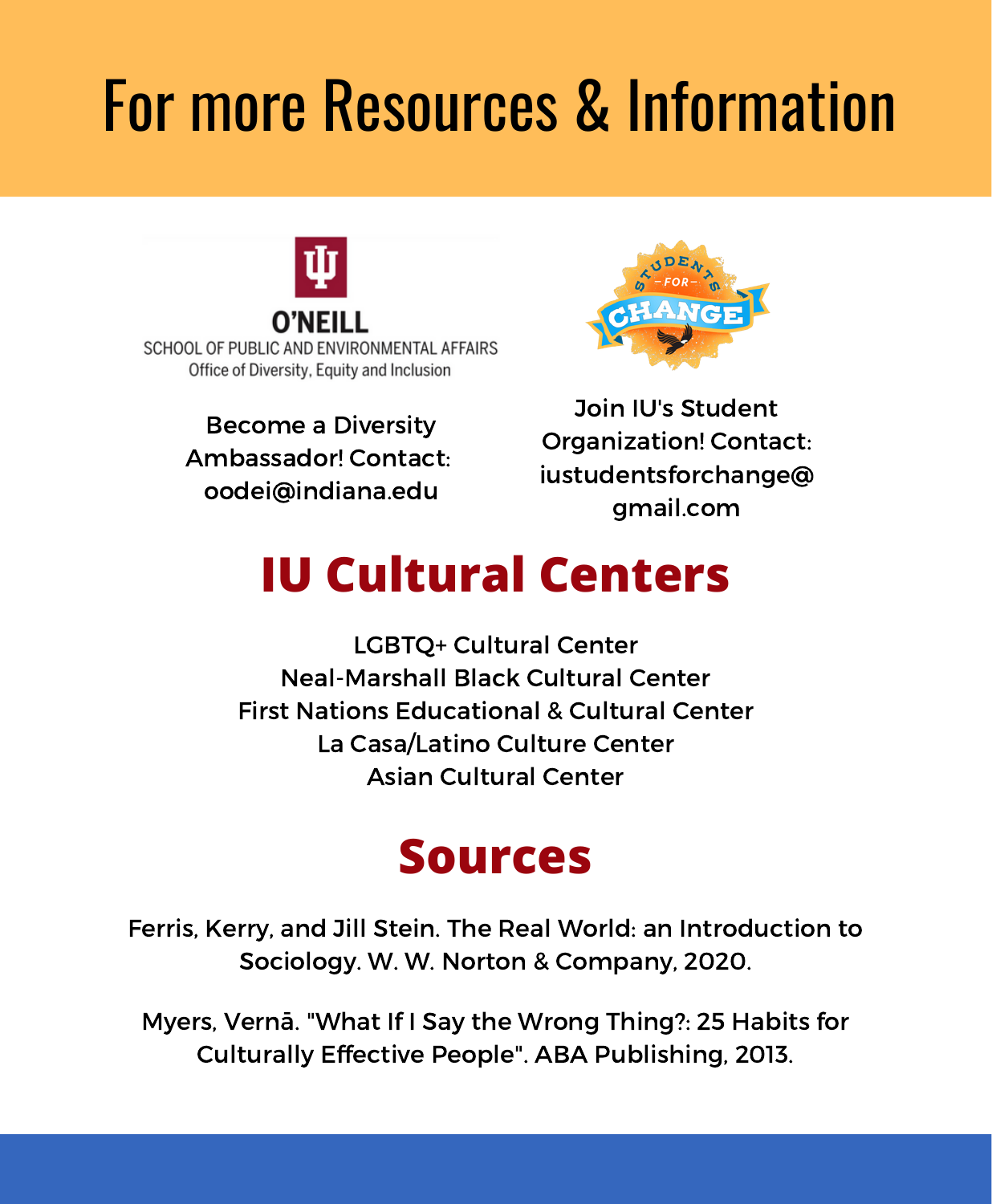# For more Resources & Information

O'NEILL
SCHOOL OF PUBLIC AND ENVIRONMENTAL AFFAIRS
Office of Diversity, Equity and Inclusion

Become a Diversity Ambassador! Contact: oodei@indiana.edu

STUDENTS FOR CHANGE

Join IU's Student Organization! Contact: iustudentsforchange@gmail.com

## IU Cultural Centers

LGBTQ+ Cultural Center
Neal-Marshall Black Cultural Center
First Nations Educational & Cultural Center
La Casa/Latino Culture Center
Asian Cultural Center

## Sources

Ferris, Kerry, and Jill Stein. The Real World: an Introduction to Sociology. W. W. Norton & Company, 2020.

Myers, Vernā. "What If I Say the Wrong Thing?: 25 Habits for Culturally Effective People". ABA Publishing, 2013.